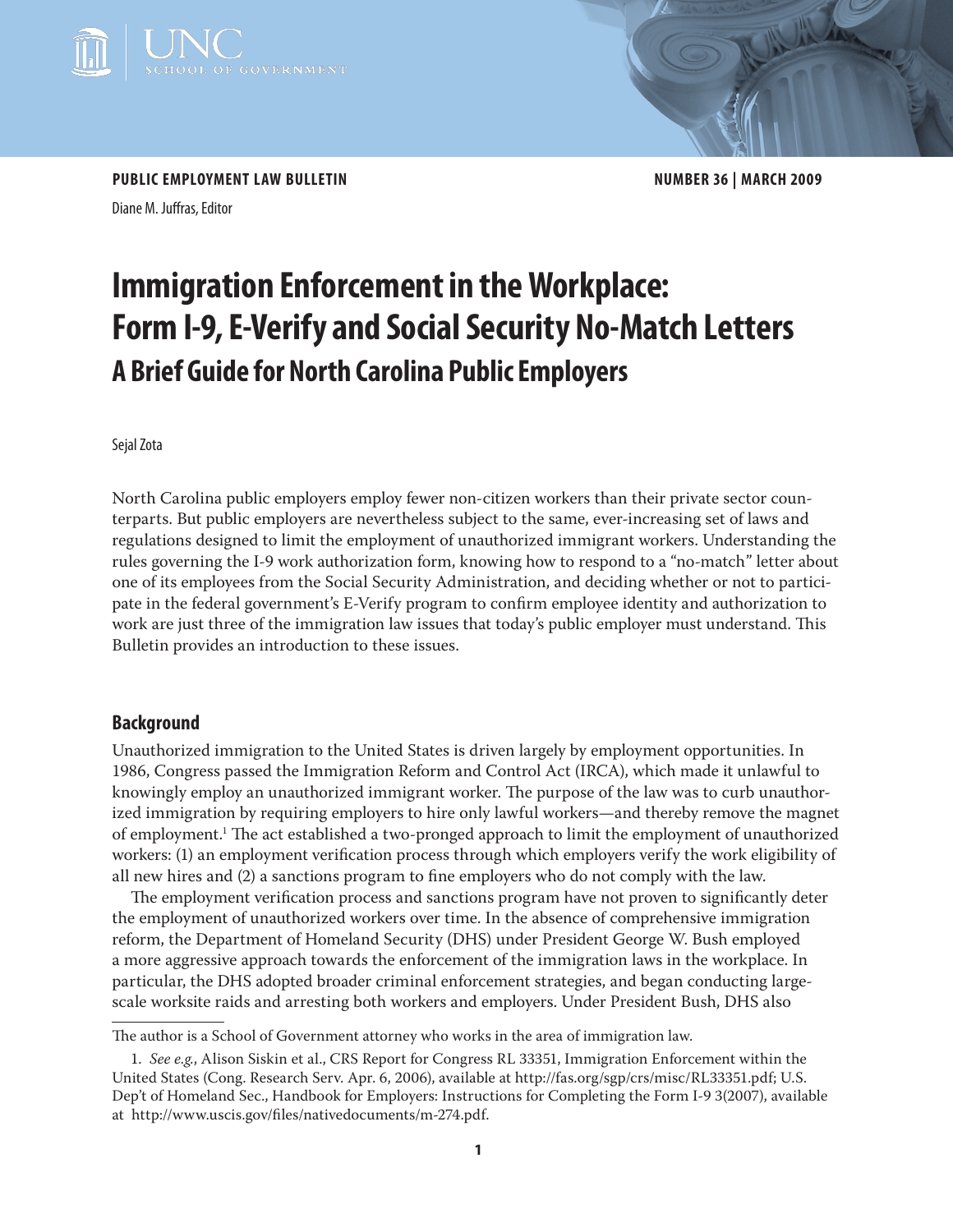PUBLIC EMPLOYMENT LAW BULLETIN

NUMBER 36 | MARCH 2009

Diane M. Juffras, Editor

# Immigration Enforcement in the Workplace: Form I-9, E-Verify and Social Security No-Match Letters

## A Brief Guide for North Carolina Public Employers

Sejal Zota

North Carolina public employers employ fewer non-citizen workers than their private sector counterparts. But public employers are nevertheless subject to the same, ever-increasing set of laws and regulations designed to limit the employment of unauthorized immigrant workers. Understanding the rules governing the I-9 work authorization form, knowing how to respond to a "no-match" letter about one of its employees from the Social Security Administration, and deciding whether or not to participate in the federal government's E-Verify program to confirm employee identity and authorization to work are just three of the immigration law issues that today's public employer must understand. This Bulletin provides an introduction to these issues.

## Background

Unauthorized immigration to the United States is driven largely by employment opportunities. In 1986, Congress passed the Immigration Reform and Control Act (IRCA), which made it unlawful to knowingly employ an unauthorized immigrant worker. The purpose of the law was to curb unauthorized immigration by requiring employers to hire only lawful workers—and thereby remove the magnet of employment.[1] The act established a two-pronged approach to limit the employment of unauthorized workers: (1) an employment verification process through which employers verify the work eligibility of all new hires and (2) a sanctions program to fine employers who do not comply with the law.

The employment verification process and sanctions program have not proven to significantly deter the employment of unauthorized workers over time. In the absence of comprehensive immigration reform, the Department of Homeland Security (DHS) under President George W. Bush employed a more aggressive approach towards the enforcement of the immigration laws in the workplace. In particular, the DHS adopted broader criminal enforcement strategies, and began conducting large-scale worksite raids and arresting both workers and employers. Under President Bush, DHS also

---

The author is a School of Government attorney who works in the area of immigration law.

1. *See e.g.*, Alison Siskin et al., CRS Report for Congress RL 33351, Immigration Enforcement within the United States (Cong. Research Serv. Apr. 6, 2006), available at http://fas.org/sgp/crs/misc/RL33351.pdf; U.S. Dep't of Homeland Sec., Handbook for Employers: Instructions for Completing the Form I-9 3(2007), available at http://www.uscis.gov/files/nativedocuments/m-274.pdf.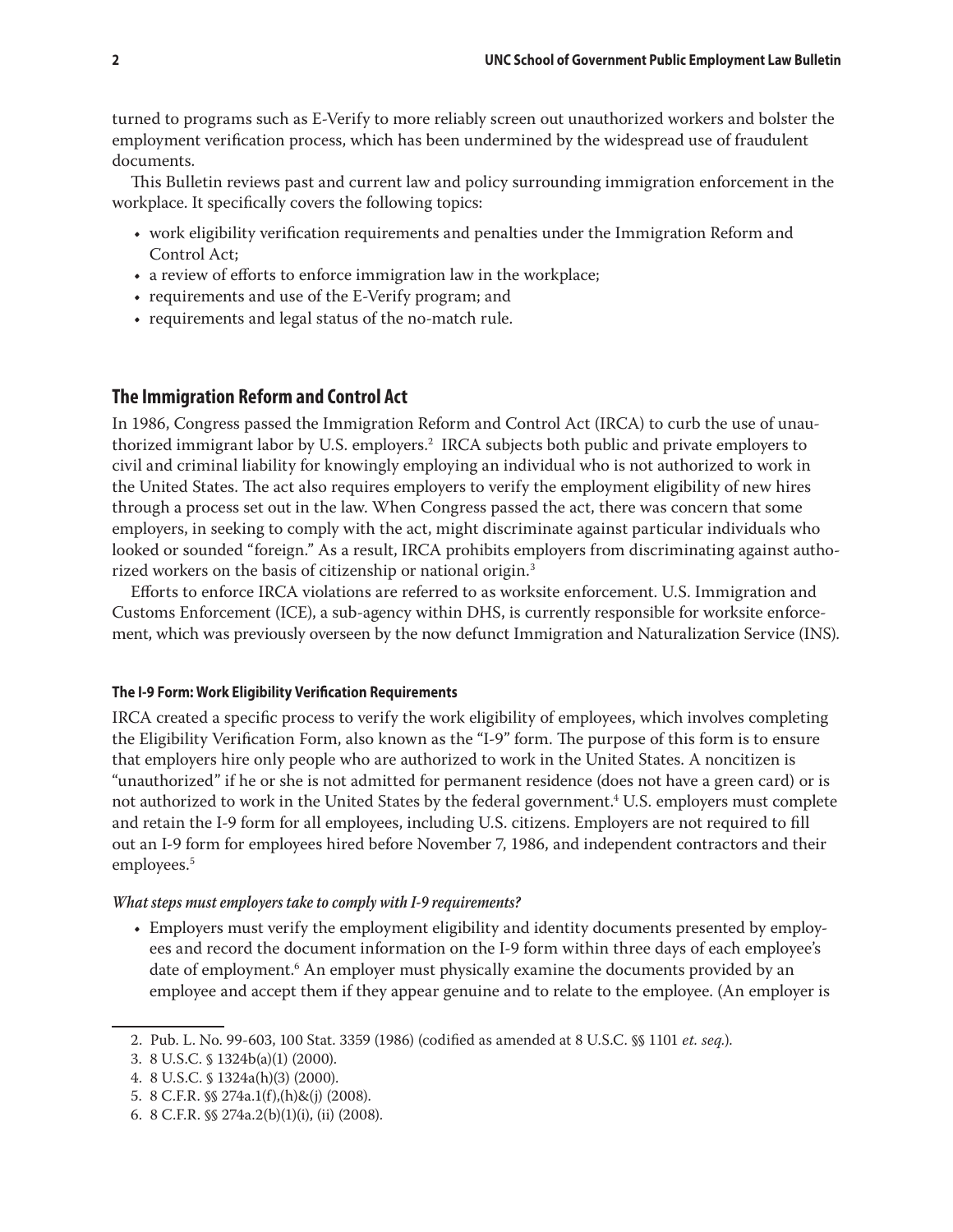turned to programs such as E-Verify to more reliably screen out unauthorized workers and bolster the employment verification process, which has been undermined by the widespread use of fraudulent documents.

This Bulletin reviews past and current law and policy surrounding immigration enforcement in the workplace. It specifically covers the following topics:

- work eligibility verification requirements and penalties under the Immigration Reform and Control Act;
- a review of efforts to enforce immigration law in the workplace;
- requirements and use of the E-Verify program; and
- requirements and legal status of the no-match rule.

## The Immigration Reform and Control Act

In 1986, Congress passed the Immigration Reform and Control Act (IRCA) to curb the use of unauthorized immigrant labor by U.S. employers.[2] IRCA subjects both public and private employers to civil and criminal liability for knowingly employing an individual who is not authorized to work in the United States. The act also requires employers to verify the employment eligibility of new hires through a process set out in the law. When Congress passed the act, there was concern that some employers, in seeking to comply with the act, might discriminate against particular individuals who looked or sounded "foreign." As a result, IRCA prohibits employers from discriminating against authorized workers on the basis of citizenship or national origin.[3]

Efforts to enforce IRCA violations are referred to as worksite enforcement. U.S. Immigration and Customs Enforcement (ICE), a sub-agency within DHS, is currently responsible for worksite enforcement, which was previously overseen by the now defunct Immigration and Naturalization Service (INS).

### The I-9 Form: Work Eligibility Verification Requirements

IRCA created a specific process to verify the work eligibility of employees, which involves completing the Eligibility Verification Form, also known as the "I-9" form. The purpose of this form is to ensure that employers hire only people who are authorized to work in the United States. A noncitizen is "unauthorized" if he or she is not admitted for permanent residence (does not have a green card) or is not authorized to work in the United States by the federal government.[4] U.S. employers must complete and retain the I-9 form for all employees, including U.S. citizens. Employers are not required to fill out an I-9 form for employees hired before November 7, 1986, and independent contractors and their employees.[5]

#### *What steps must employers take to comply with I-9 requirements?*

- Employers must verify the employment eligibility and identity documents presented by employees and record the document information on the I-9 form within three days of each employee's date of employment.[6] An employer must physically examine the documents provided by an employee and accept them if they appear genuine and to relate to the employee. (An employer is

---

2. Pub. L. No. 99-603, 100 Stat. 3359 (1986) (codified as amended at 8 U.S.C. §§ 1101 *et. seq.*).
3. 8 U.S.C. § 1324b(a)(1) (2000).
4. 8 U.S.C. § 1324a(h)(3) (2000).
5. 8 C.F.R. §§ 274a.1(f),(h)&(j) (2008).
6. 8 C.F.R. §§ 274a.2(b)(1)(i), (ii) (2008).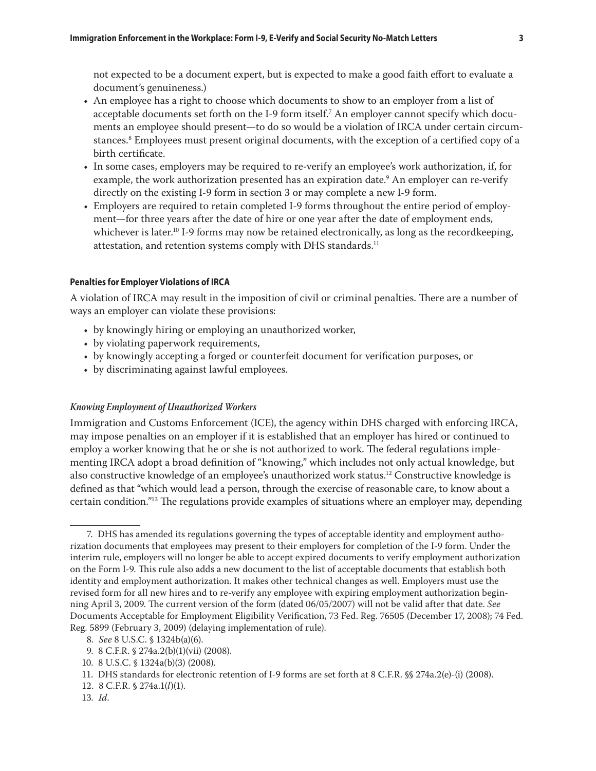not expected to be a document expert, but is expected to make a good faith effort to evaluate a document's genuineness.)

- An employee has a right to choose which documents to show to an employer from a list of acceptable documents set forth on the I-9 form itself.[7] An employer cannot specify which documents an employee should present—to do so would be a violation of IRCA under certain circumstances.[8] Employees must present original documents, with the exception of a certified copy of a birth certificate.
- In some cases, employers may be required to re-verify an employee's work authorization, if, for example, the work authorization presented has an expiration date.[9] An employer can re-verify directly on the existing I-9 form in section 3 or may complete a new I-9 form.
- Employers are required to retain completed I-9 forms throughout the entire period of employment—for three years after the date of hire or one year after the date of employment ends, whichever is later.[10] I-9 forms may now be retained electronically, as long as the recordkeeping, attestation, and retention systems comply with DHS standards.[11]

#### Penalties for Employer Violations of IRCA

A violation of IRCA may result in the imposition of civil or criminal penalties. There are a number of ways an employer can violate these provisions:

- by knowingly hiring or employing an unauthorized worker,
- by violating paperwork requirements,
- by knowingly accepting a forged or counterfeit document for verification purposes, or
- by discriminating against lawful employees.

#### *Knowing Employment of Unauthorized Workers*

Immigration and Customs Enforcement (ICE), the agency within DHS charged with enforcing IRCA, may impose penalties on an employer if it is established that an employer has hired or continued to employ a worker knowing that he or she is not authorized to work. The federal regulations implementing IRCA adopt a broad definition of "knowing," which includes not only actual knowledge, but also constructive knowledge of an employee's unauthorized work status.[12] Constructive knowledge is defined as that "which would lead a person, through the exercise of reasonable care, to know about a certain condition."[13] The regulations provide examples of situations where an employer may, depending

---

7. DHS has amended its regulations governing the types of acceptable identity and employment authorization documents that employees may present to their employers for completion of the I-9 form. Under the interim rule, employers will no longer be able to accept expired documents to verify employment authorization on the Form I-9. This rule also adds a new document to the list of acceptable documents that establish both identity and employment authorization. It makes other technical changes as well. Employers must use the revised form for all new hires and to re-verify any employee with expiring employment authorization beginning April 3, 2009. The current version of the form (dated 06/05/2007) will not be valid after that date. *See* Documents Acceptable for Employment Eligibility Verification, 73 Fed. Reg. 76505 (December 17, 2008); 74 Fed. Reg. 5899 (February 3, 2009) (delaying implementation of rule).

8. *See* 8 U.S.C. § 1324b(a)(6).

9. 8 C.F.R. § 274a.2(b)(1)(vii) (2008).

10. 8 U.S.C. § 1324a(b)(3) (2008).

11. DHS standards for electronic retention of I-9 forms are set forth at 8 C.F.R. §§ 274a.2(e)-(i) (2008).

12. 8 C.F.R. § 274a.1(*l*)(1).

13. *Id*.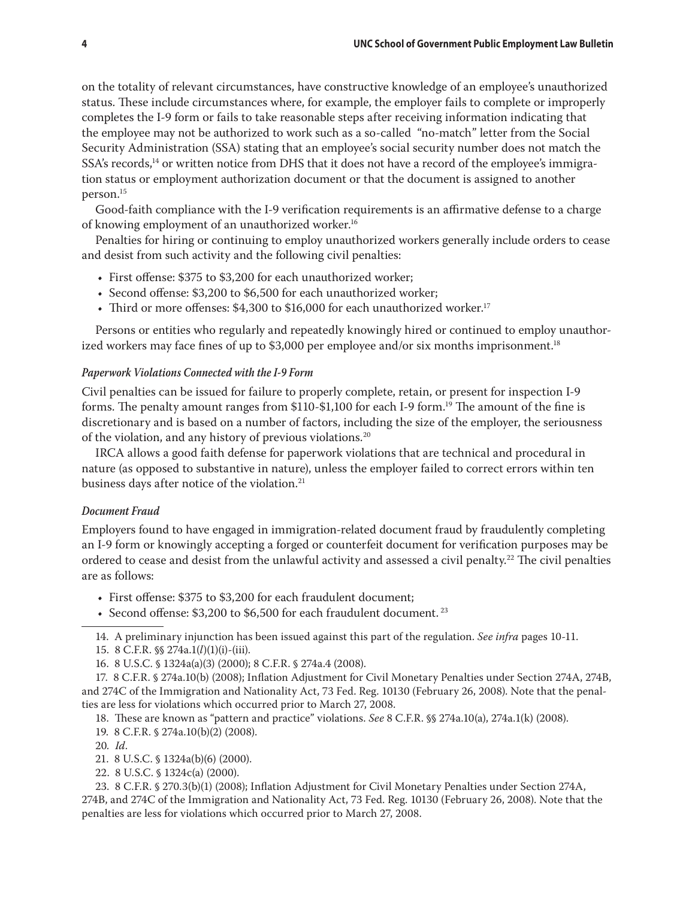on the totality of relevant circumstances, have constructive knowledge of an employee's unauthorized status. These include circumstances where, for example, the employer fails to complete or improperly completes the I-9 form or fails to take reasonable steps after receiving information indicating that the employee may not be authorized to work such as a so-called "no-match" letter from the Social Security Administration (SSA) stating that an employee's social security number does not match the SSA's records,[14] or written notice from DHS that it does not have a record of the employee's immigration status or employment authorization document or that the document is assigned to another person.[15]

Good-faith compliance with the I-9 verification requirements is an affirmative defense to a charge of knowing employment of an unauthorized worker.[16]

Penalties for hiring or continuing to employ unauthorized workers generally include orders to cease and desist from such activity and the following civil penalties:

- First offense: $375 to $3,200 for each unauthorized worker;
- Second offense: $3,200 to $6,500 for each unauthorized worker;
- Third or more offenses: $4,300 to $16,000 for each unauthorized worker.[17]

Persons or entities who regularly and repeatedly knowingly hired or continued to employ unauthorized workers may face fines of up to $3,000 per employee and/or six months imprisonment.[18]

#### *Paperwork Violations Connected with the I-9 Form*

Civil penalties can be issued for failure to properly complete, retain, or present for inspection I-9 forms. The penalty amount ranges from $110-$1,100 for each I-9 form.[19] The amount of the fine is discretionary and is based on a number of factors, including the size of the employer, the seriousness of the violation, and any history of previous violations.[20]

IRCA allows a good faith defense for paperwork violations that are technical and procedural in nature (as opposed to substantive in nature), unless the employer failed to correct errors within ten business days after notice of the violation.[21]

#### *Document Fraud*

Employers found to have engaged in immigration-related document fraud by fraudulently completing an I-9 form or knowingly accepting a forged or counterfeit document for verification purposes may be ordered to cease and desist from the unlawful activity and assessed a civil penalty.[22] The civil penalties are as follows:

- First offense: $375 to $3,200 for each fraudulent document;
- Second offense: $3,200 to $6,500 for each fraudulent document.[23]

---

14. A preliminary injunction has been issued against this part of the regulation. *See infra* pages 10-11.

15. 8 C.F.R. §§ 274a.1(*l*)(1)(i)-(iii).

16. 8 U.S.C. § 1324a(a)(3) (2000); 8 C.F.R. § 274a.4 (2008).

17. 8 C.F.R. § 274a.10(b) (2008); Inflation Adjustment for Civil Monetary Penalties under Section 274A, 274B, and 274C of the Immigration and Nationality Act, 73 Fed. Reg. 10130 (February 26, 2008). Note that the penalties are less for violations which occurred prior to March 27, 2008.

18. These are known as "pattern and practice" violations. *See* 8 C.F.R. §§ 274a.10(a), 274a.1(k) (2008).

19. 8 C.F.R. § 274a.10(b)(2) (2008).

20. *Id*.

21. 8 U.S.C. § 1324a(b)(6) (2000).

22. 8 U.S.C. § 1324c(a) (2000).

23. 8 C.F.R. § 270.3(b)(1) (2008); Inflation Adjustment for Civil Monetary Penalties under Section 274A, 274B, and 274C of the Immigration and Nationality Act, 73 Fed. Reg. 10130 (February 26, 2008). Note that the penalties are less for violations which occurred prior to March 27, 2008.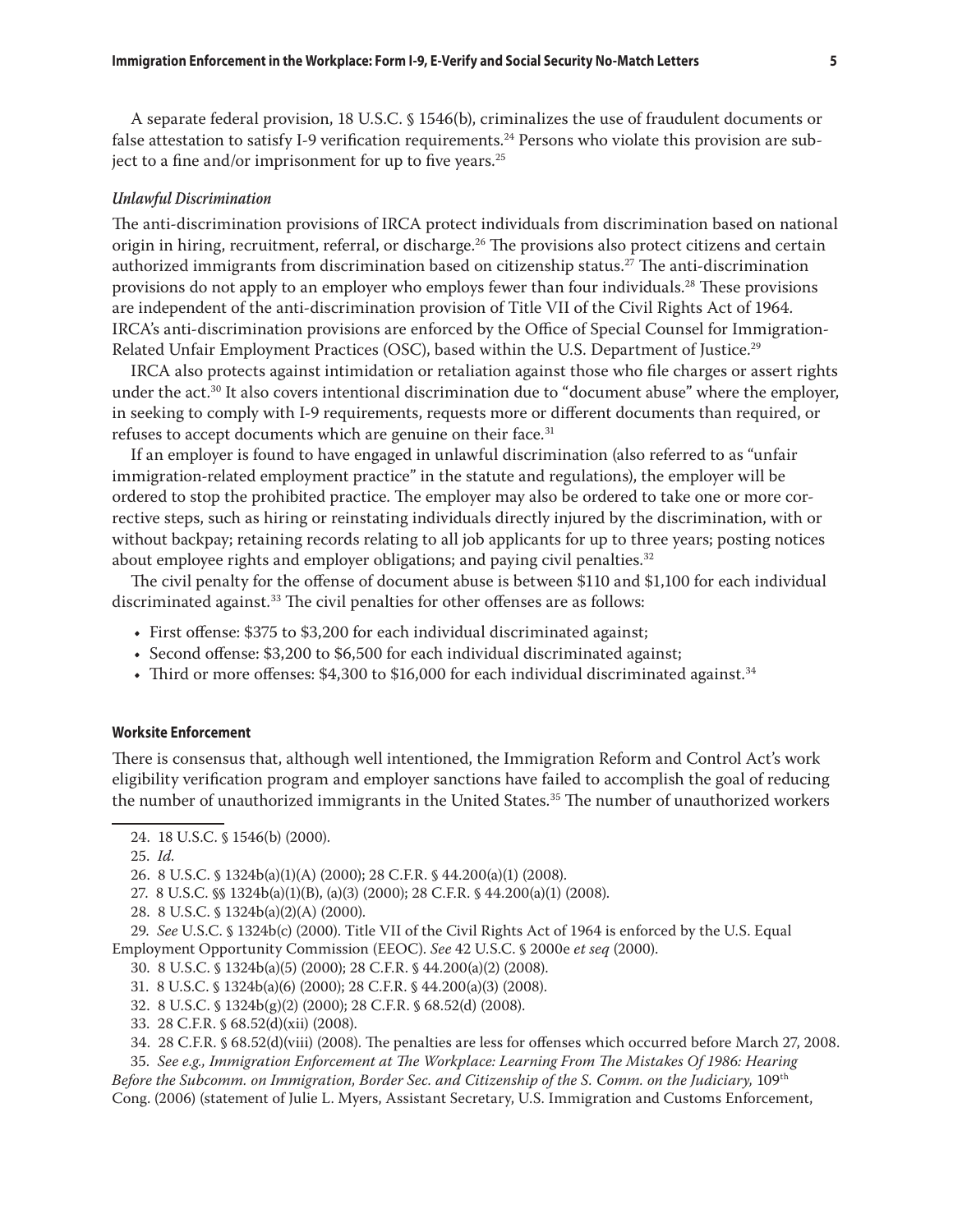A separate federal provision, 18 U.S.C. § 1546(b), criminalizes the use of fraudulent documents or false attestation to satisfy I-9 verification requirements.[24] Persons who violate this provision are subject to a fine and/or imprisonment for up to five years.[25]

### *Unlawful Discrimination*

The anti-discrimination provisions of IRCA protect individuals from discrimination based on national origin in hiring, recruitment, referral, or discharge.[26] The provisions also protect citizens and certain authorized immigrants from discrimination based on citizenship status.[27] The anti-discrimination provisions do not apply to an employer who employs fewer than four individuals.[28] These provisions are independent of the anti-discrimination provision of Title VII of the Civil Rights Act of 1964. IRCA's anti-discrimination provisions are enforced by the Office of Special Counsel for Immigration-Related Unfair Employment Practices (OSC), based within the U.S. Department of Justice.[29]

IRCA also protects against intimidation or retaliation against those who file charges or assert rights under the act.[30] It also covers intentional discrimination due to "document abuse" where the employer, in seeking to comply with I-9 requirements, requests more or different documents than required, or refuses to accept documents which are genuine on their face.[31]

If an employer is found to have engaged in unlawful discrimination (also referred to as "unfair immigration-related employment practice" in the statute and regulations), the employer will be ordered to stop the prohibited practice. The employer may also be ordered to take one or more corrective steps, such as hiring or reinstating individuals directly injured by the discrimination, with or without backpay; retaining records relating to all job applicants for up to three years; posting notices about employee rights and employer obligations; and paying civil penalties.[32]

The civil penalty for the offense of document abuse is between $110 and $1,100 for each individual discriminated against.[33] The civil penalties for other offenses are as follows:

- First offense: $375 to $3,200 for each individual discriminated against;
- Second offense: $3,200 to $6,500 for each individual discriminated against;
- Third or more offenses: $4,300 to $16,000 for each individual discriminated against.[34]

## Worksite Enforcement

There is consensus that, although well intentioned, the Immigration Reform and Control Act's work eligibility verification program and employer sanctions have failed to accomplish the goal of reducing the number of unauthorized immigrants in the United States.[35] The number of unauthorized workers

---

24. 18 U.S.C. § 1546(b) (2000).

25. *Id.*

26. 8 U.S.C. § 1324b(a)(1)(A) (2000); 28 C.F.R. § 44.200(a)(1) (2008).

27. 8 U.S.C. §§ 1324b(a)(1)(B), (a)(3) (2000); 28 C.F.R. § 44.200(a)(1) (2008).

28. 8 U.S.C. § 1324b(a)(2)(A) (2000).

29. *See* U.S.C. § 1324b(c) (2000). Title VII of the Civil Rights Act of 1964 is enforced by the U.S. Equal Employment Opportunity Commission (EEOC). *See* 42 U.S.C. § 2000e *et seq* (2000).

30. 8 U.S.C. § 1324b(a)(5) (2000); 28 C.F.R. § 44.200(a)(2) (2008).

31. 8 U.S.C. § 1324b(a)(6) (2000); 28 C.F.R. § 44.200(a)(3) (2008).

32. 8 U.S.C. § 1324b(g)(2) (2000); 28 C.F.R. § 68.52(d) (2008).

33. 28 C.F.R. § 68.52(d)(xii) (2008).

34. 28 C.F.R. § 68.52(d)(viii) (2008). The penalties are less for offenses which occurred before March 27, 2008.

35. *See e.g., Immigration Enforcement at The Workplace: Learning From The Mistakes Of 1986: Hearing Before the Subcomm. on Immigration, Border Sec. and Citizenship of the S. Comm. on the Judiciary,* 109th Cong. (2006) (statement of Julie L. Myers, Assistant Secretary, U.S. Immigration and Customs Enforcement,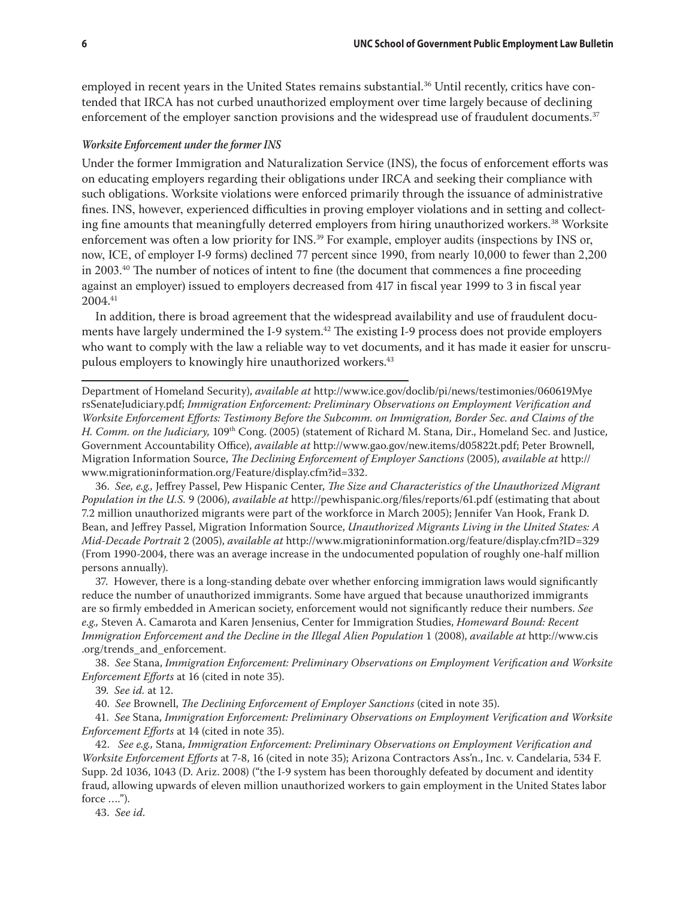employed in recent years in the United States remains substantial.[36] Until recently, critics have contended that IRCA has not curbed unauthorized employment over time largely because of declining enforcement of the employer sanction provisions and the widespread use of fraudulent documents.[37]

#### *Worksite Enforcement under the former INS*

Under the former Immigration and Naturalization Service (INS), the focus of enforcement efforts was on educating employers regarding their obligations under IRCA and seeking their compliance with such obligations. Worksite violations were enforced primarily through the issuance of administrative fines. INS, however, experienced difficulties in proving employer violations and in setting and collecting fine amounts that meaningfully deterred employers from hiring unauthorized workers.[38] Worksite enforcement was often a low priority for INS.[39] For example, employer audits (inspections by INS or, now, ICE, of employer I-9 forms) declined 77 percent since 1990, from nearly 10,000 to fewer than 2,200 in 2003.[40] The number of notices of intent to fine (the document that commences a fine proceeding against an employer) issued to employers decreased from 417 in fiscal year 1999 to 3 in fiscal year 2004.[41]

In addition, there is broad agreement that the widespread availability and use of fraudulent documents have largely undermined the I-9 system.[42] The existing I-9 process does not provide employers who want to comply with the law a reliable way to vet documents, and it has made it easier for unscrupulous employers to knowingly hire unauthorized workers.[43]

---

Department of Homeland Security), *available at* http://www.ice.gov/doclib/pi/news/testimonies/060619MyersSenateJudiciary.pdf; *Immigration Enforcement: Preliminary Observations on Employment Verification and Worksite Enforcement Efforts: Testimony Before the Subcomm. on Immigration, Border Sec. and Claims of the H. Comm. on the Judiciary,* 109th Cong. (2005) (statement of Richard M. Stana, Dir., Homeland Sec. and Justice, Government Accountability Office), *available at* http://www.gao.gov/new.items/d05822t.pdf; Peter Brownell, Migration Information Source, *The Declining Enforcement of Employer Sanctions* (2005), *available at* http://www.migrationinformation.org/Feature/display.cfm?id=332.

36. *See, e.g.,* Jeffrey Passel, Pew Hispanic Center, *The Size and Characteristics of the Unauthorized Migrant Population in the U.S.* 9 (2006), *available at* http://pewhispanic.org/files/reports/61.pdf (estimating that about 7.2 million unauthorized migrants were part of the workforce in March 2005); Jennifer Van Hook, Frank D. Bean, and Jeffrey Passel, Migration Information Source, *Unauthorized Migrants Living in the United States: A Mid-Decade Portrait* 2 (2005), *available at* http://www.migrationinformation.org/feature/display.cfm?ID=329 (From 1990-2004, there was an average increase in the undocumented population of roughly one-half million persons annually).

37. However, there is a long-standing debate over whether enforcing immigration laws would significantly reduce the number of unauthorized immigrants. Some have argued that because unauthorized immigrants are so firmly embedded in American society, enforcement would not significantly reduce their numbers. *See e.g.,* Steven A. Camarota and Karen Jensenius, Center for Immigration Studies, *Homeward Bound: Recent Immigration Enforcement and the Decline in the Illegal Alien Population* 1 (2008), *available at* http://www.cis.org/trends_and_enforcement.

38. *See* Stana, *Immigration Enforcement: Preliminary Observations on Employment Verification and Worksite Enforcement Efforts* at 16 (cited in note 35).

39. *See id.* at 12.

40. *See* Brownell, *The Declining Enforcement of Employer Sanctions* (cited in note 35).

41. *See* Stana, *Immigration Enforcement: Preliminary Observations on Employment Verification and Worksite Enforcement Efforts* at 14 (cited in note 35).

42. *See e.g.,* Stana, *Immigration Enforcement: Preliminary Observations on Employment Verification and Worksite Enforcement Efforts* at 7-8, 16 (cited in note 35); Arizona Contractors Ass'n., Inc. v. Candelaria, 534 F. Supp. 2d 1036, 1043 (D. Ariz. 2008) ("the I-9 system has been thoroughly defeated by document and identity fraud, allowing upwards of eleven million unauthorized workers to gain employment in the United States labor force ….").

43. *See id.*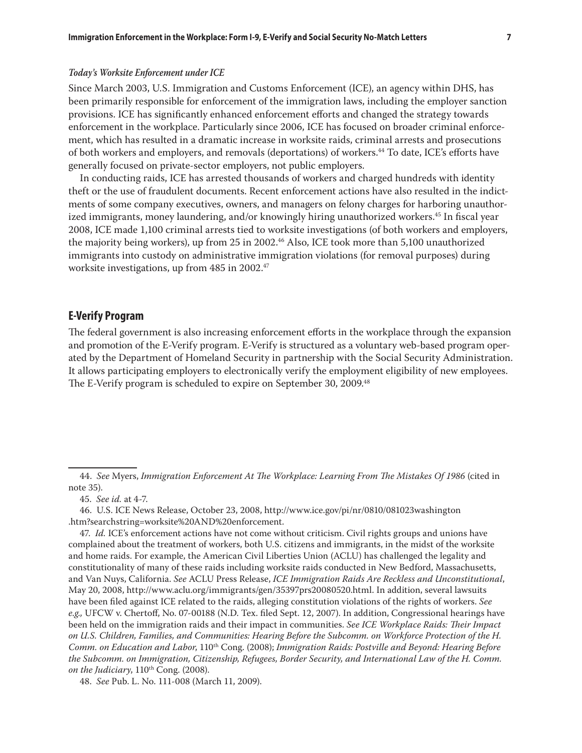### *Today's Worksite Enforcement under ICE*

Since March 2003, U.S. Immigration and Customs Enforcement (ICE), an agency within DHS, has been primarily responsible for enforcement of the immigration laws, including the employer sanction provisions. ICE has significantly enhanced enforcement efforts and changed the strategy towards enforcement in the workplace. Particularly since 2006, ICE has focused on broader criminal enforcement, which has resulted in a dramatic increase in worksite raids, criminal arrests and prosecutions of both workers and employers, and removals (deportations) of workers.[44] To date, ICE's efforts have generally focused on private-sector employers, not public employers.

In conducting raids, ICE has arrested thousands of workers and charged hundreds with identity theft or the use of fraudulent documents. Recent enforcement actions have also resulted in the indictments of some company executives, owners, and managers on felony charges for harboring unauthorized immigrants, money laundering, and/or knowingly hiring unauthorized workers.[45] In fiscal year 2008, ICE made 1,100 criminal arrests tied to worksite investigations (of both workers and employers, the majority being workers), up from 25 in 2002.[46] Also, ICE took more than 5,100 unauthorized immigrants into custody on administrative immigration violations (for removal purposes) during worksite investigations, up from 485 in 2002.[47]

## E-Verify Program

The federal government is also increasing enforcement efforts in the workplace through the expansion and promotion of the E-Verify program. E-Verify is structured as a voluntary web-based program operated by the Department of Homeland Security in partnership with the Social Security Administration. It allows participating employers to electronically verify the employment eligibility of new employees. The E-Verify program is scheduled to expire on September 30, 2009.[48]

---

44. *See* Myers, *Immigration Enforcement At The Workplace: Learning From The Mistakes Of 1986* (cited in note 35).

45. *See id.* at 4-7.

46. U.S. ICE News Release, October 23, 2008, http://www.ice.gov/pi/nr/0810/081023washington.htm?searchstring=worksite%20AND%20enforcement.

47. *Id.* ICE's enforcement actions have not come without criticism. Civil rights groups and unions have complained about the treatment of workers, both U.S. citizens and immigrants, in the midst of the worksite and home raids. For example, the American Civil Liberties Union (ACLU) has challenged the legality and constitutionality of many of these raids including worksite raids conducted in New Bedford, Massachusetts, and Van Nuys, California. *See* ACLU Press Release, *ICE Immigration Raids Are Reckless and Unconstitutional*, May 20, 2008, http://www.aclu.org/immigrants/gen/35397prs20080520.html. In addition, several lawsuits have been filed against ICE related to the raids, alleging constitution violations of the rights of workers. *See e.g.,* UFCW v. Chertoff, No. 07-00188 (N.D. Tex. filed Sept. 12, 2007). In addition, Congressional hearings have been held on the immigration raids and their impact in communities. *See ICE Workplace Raids: Their Impact on U.S. Children, Families, and Communities: Hearing Before the Subcomm. on Workforce Protection of the H. Comm. on Education and Labor*, 110th Cong. (2008); *Immigration Raids: Postville and Beyond: Hearing Before the Subcomm. on Immigration, Citizenship, Refugees, Border Security, and International Law of the H. Comm. on the Judiciary*, 110th Cong. (2008).

48. *See* Pub. L. No. 111-008 (March 11, 2009).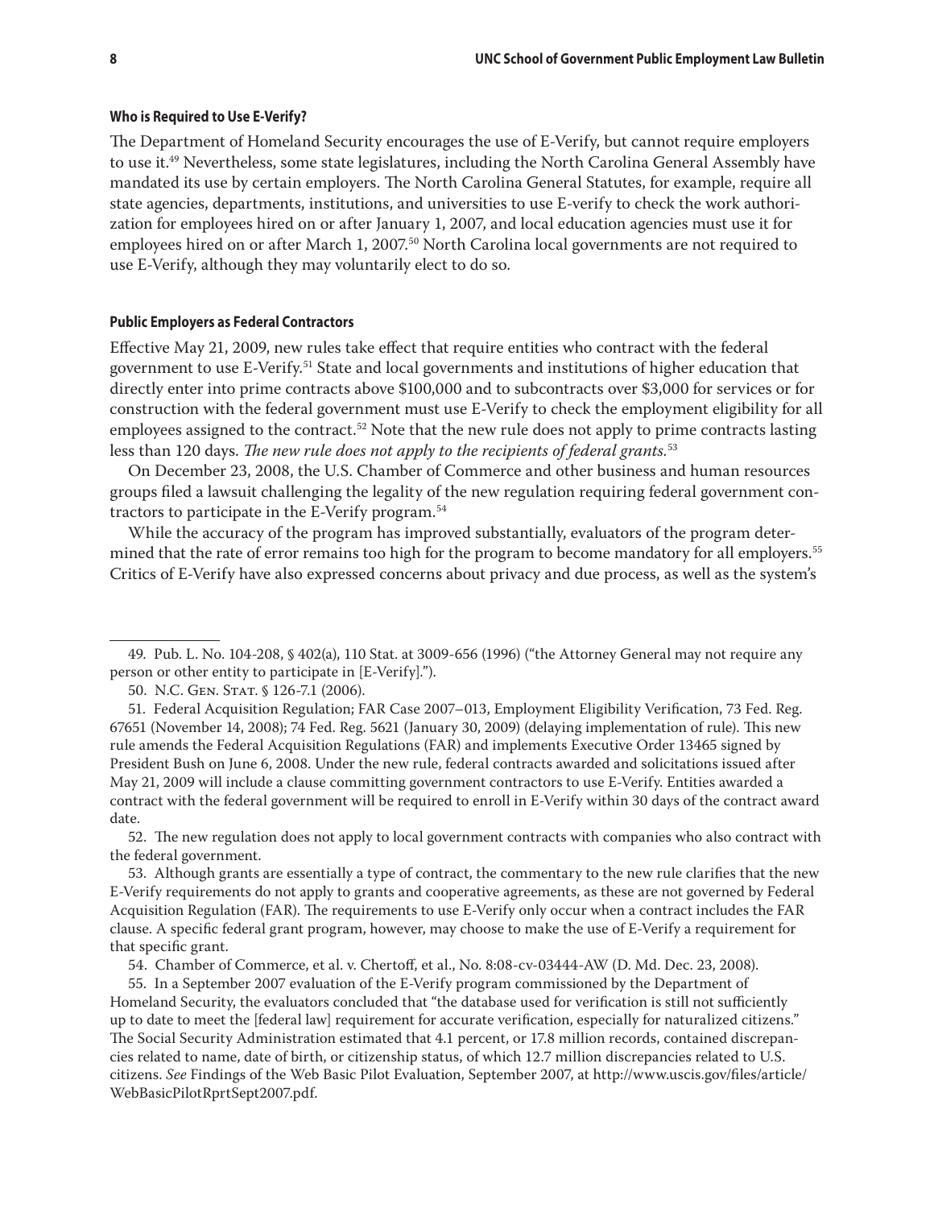### Who is Required to Use E-Verify?

The Department of Homeland Security encourages the use of E-Verify, but cannot require employers to use it.[49] Nevertheless, some state legislatures, including the North Carolina General Assembly have mandated its use by certain employers. The North Carolina General Statutes, for example, require all state agencies, departments, institutions, and universities to use E-verify to check the work authorization for employees hired on or after January 1, 2007, and local education agencies must use it for employees hired on or after March 1, 2007.[50] North Carolina local governments are not required to use E-Verify, although they may voluntarily elect to do so.

### Public Employers as Federal Contractors

Effective May 21, 2009, new rules take effect that require entities who contract with the federal government to use E-Verify.[51] State and local governments and institutions of higher education that directly enter into prime contracts above $100,000 and to subcontracts over $3,000 for services or for construction with the federal government must use E-Verify to check the employment eligibility for all employees assigned to the contract.[52] Note that the new rule does not apply to prime contracts lasting less than 120 days. *The new rule does not apply to the recipients of federal grants.*[53]

On December 23, 2008, the U.S. Chamber of Commerce and other business and human resources groups filed a lawsuit challenging the legality of the new regulation requiring federal government contractors to participate in the E-Verify program.[54]

While the accuracy of the program has improved substantially, evaluators of the program determined that the rate of error remains too high for the program to become mandatory for all employers.[55] Critics of E-Verify have also expressed concerns about privacy and due process, as well as the system's

---

49. Pub. L. No. 104-208, § 402(a), 110 Stat. at 3009-656 (1996) ("the Attorney General may not require any person or other entity to participate in [E-Verify].").

50. N.C. Gen. Stat. § 126-7.1 (2006).

51. Federal Acquisition Regulation; FAR Case 2007–013, Employment Eligibility Verification, 73 Fed. Reg. 67651 (November 14, 2008); 74 Fed. Reg. 5621 (January 30, 2009) (delaying implementation of rule). This new rule amends the Federal Acquisition Regulations (FAR) and implements Executive Order 13465 signed by President Bush on June 6, 2008. Under the new rule, federal contracts awarded and solicitations issued after May 21, 2009 will include a clause committing government contractors to use E-Verify. Entities awarded a contract with the federal government will be required to enroll in E-Verify within 30 days of the contract award date.

52. The new regulation does not apply to local government contracts with companies who also contract with the federal government.

53. Although grants are essentially a type of contract, the commentary to the new rule clarifies that the new E-Verify requirements do not apply to grants and cooperative agreements, as these are not governed by Federal Acquisition Regulation (FAR). The requirements to use E-Verify only occur when a contract includes the FAR clause. A specific federal grant program, however, may choose to make the use of E-Verify a requirement for that specific grant.

54. Chamber of Commerce, et al. v. Chertoff, et al., No. 8:08-cv-03444-AW (D. Md. Dec. 23, 2008).

55. In a September 2007 evaluation of the E-Verify program commissioned by the Department of Homeland Security, the evaluators concluded that "the database used for verification is still not sufficiently up to date to meet the [federal law] requirement for accurate verification, especially for naturalized citizens." The Social Security Administration estimated that 4.1 percent, or 17.8 million records, contained discrepancies related to name, date of birth, or citizenship status, of which 12.7 million discrepancies related to U.S. citizens. *See* Findings of the Web Basic Pilot Evaluation, September 2007, at http://www.uscis.gov/files/article/WebBasicPilotRprtSept2007.pdf.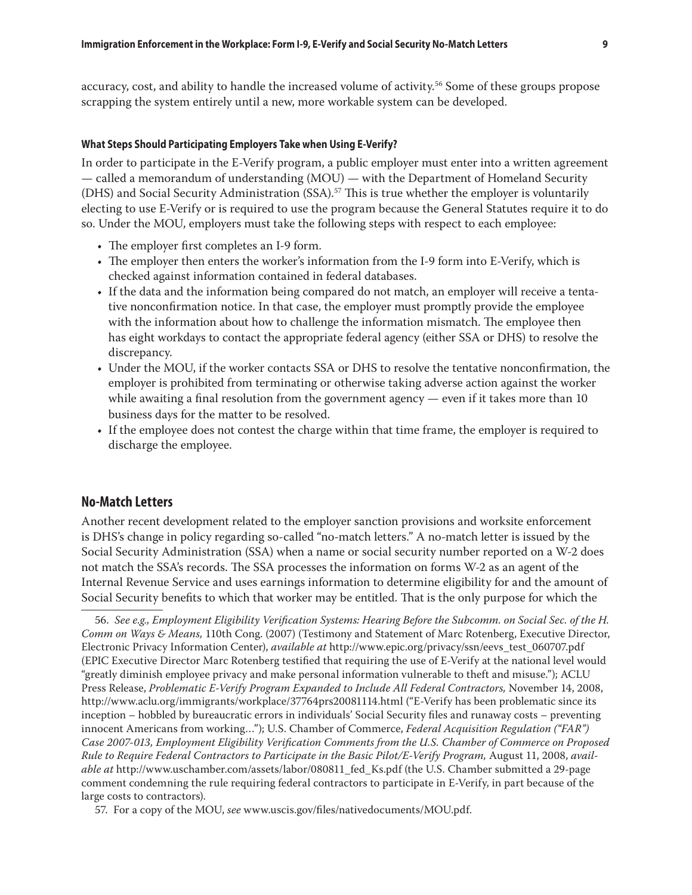accuracy, cost, and ability to handle the increased volume of activity.[56] Some of these groups propose scrapping the system entirely until a new, more workable system can be developed.

#### What Steps Should Participating Employers Take when Using E-Verify?

In order to participate in the E-Verify program, a public employer must enter into a written agreement — called a memorandum of understanding (MOU) — with the Department of Homeland Security (DHS) and Social Security Administration (SSA).[57] This is true whether the employer is voluntarily electing to use E-Verify or is required to use the program because the General Statutes require it to do so. Under the MOU, employers must take the following steps with respect to each employee:

- The employer first completes an I-9 form.
- The employer then enters the worker's information from the I-9 form into E-Verify, which is checked against information contained in federal databases.
- If the data and the information being compared do not match, an employer will receive a tentative nonconfirmation notice. In that case, the employer must promptly provide the employee with the information about how to challenge the information mismatch. The employee then has eight workdays to contact the appropriate federal agency (either SSA or DHS) to resolve the discrepancy.
- Under the MOU, if the worker contacts SSA or DHS to resolve the tentative nonconfirmation, the employer is prohibited from terminating or otherwise taking adverse action against the worker while awaiting a final resolution from the government agency — even if it takes more than 10 business days for the matter to be resolved.
- If the employee does not contest the charge within that time frame, the employer is required to discharge the employee.

## No-Match Letters

Another recent development related to the employer sanction provisions and worksite enforcement is DHS's change in policy regarding so-called "no-match letters." A no-match letter is issued by the Social Security Administration (SSA) when a name or social security number reported on a W-2 does not match the SSA's records. The SSA processes the information on forms W-2 as an agent of the Internal Revenue Service and uses earnings information to determine eligibility for and the amount of Social Security benefits to which that worker may be entitled. That is the only purpose for which the

---

56. *See e.g., Employment Eligibility Verification Systems: Hearing Before the Subcomm. on Social Sec. of the H. Comm on Ways & Means,* 110th Cong. (2007) (Testimony and Statement of Marc Rotenberg, Executive Director, Electronic Privacy Information Center), *available at* http://www.epic.org/privacy/ssn/eevs_test_060707.pdf (EPIC Executive Director Marc Rotenberg testified that requiring the use of E-Verify at the national level would "greatly diminish employee privacy and make personal information vulnerable to theft and misuse."); ACLU Press Release, *Problematic E-Verify Program Expanded to Include All Federal Contractors,* November 14, 2008, http://www.aclu.org/immigrants/workplace/37764prs20081114.html ("E-Verify has been problematic since its inception – hobbled by bureaucratic errors in individuals' Social Security files and runaway costs – preventing innocent Americans from working…"); U.S. Chamber of Commerce, *Federal Acquisition Regulation ("FAR") Case 2007-013, Employment Eligibility Verification Comments from the U.S. Chamber of Commerce on Proposed Rule to Require Federal Contractors to Participate in the Basic Pilot/E-Verify Program,* August 11, 2008, *available at* http://www.uschamber.com/assets/labor/080811_fed_Ks.pdf (the U.S. Chamber submitted a 29-page comment condemning the rule requiring federal contractors to participate in E-Verify, in part because of the large costs to contractors).

57. For a copy of the MOU, *see* www.uscis.gov/files/nativedocuments/MOU.pdf.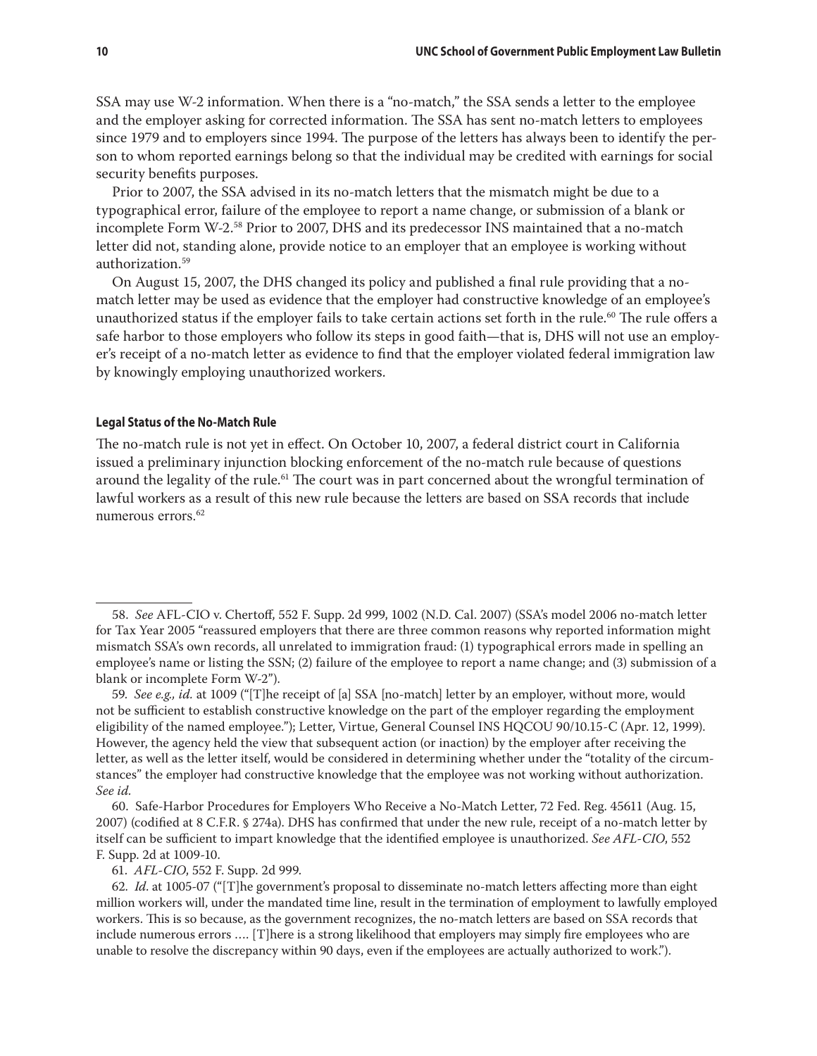SSA may use W-2 information. When there is a "no-match," the SSA sends a letter to the employee and the employer asking for corrected information. The SSA has sent no-match letters to employees since 1979 and to employers since 1994. The purpose of the letters has always been to identify the person to whom reported earnings belong so that the individual may be credited with earnings for social security benefits purposes.

Prior to 2007, the SSA advised in its no-match letters that the mismatch might be due to a typographical error, failure of the employee to report a name change, or submission of a blank or incomplete Form W-2.[58] Prior to 2007, DHS and its predecessor INS maintained that a no-match letter did not, standing alone, provide notice to an employer that an employee is working without authorization.[59]

On August 15, 2007, the DHS changed its policy and published a final rule providing that a no-match letter may be used as evidence that the employer had constructive knowledge of an employee's unauthorized status if the employer fails to take certain actions set forth in the rule.[60] The rule offers a safe harbor to those employers who follow its steps in good faith—that is, DHS will not use an employer's receipt of a no-match letter as evidence to find that the employer violated federal immigration law by knowingly employing unauthorized workers.

#### Legal Status of the No-Match Rule

The no-match rule is not yet in effect. On October 10, 2007, a federal district court in California issued a preliminary injunction blocking enforcement of the no-match rule because of questions around the legality of the rule.[61] The court was in part concerned about the wrongful termination of lawful workers as a result of this new rule because the letters are based on SSA records that include numerous errors.[62]

---

58. *See* AFL-CIO v. Chertoff, 552 F. Supp. 2d 999, 1002 (N.D. Cal. 2007) (SSA's model 2006 no-match letter for Tax Year 2005 "reassured employers that there are three common reasons why reported information might mismatch SSA's own records, all unrelated to immigration fraud: (1) typographical errors made in spelling an employee's name or listing the SSN; (2) failure of the employee to report a name change; and (3) submission of a blank or incomplete Form W-2").

59. *See e.g., id.* at 1009 ("[T]he receipt of [a] SSA [no-match] letter by an employer, without more, would not be sufficient to establish constructive knowledge on the part of the employer regarding the employment eligibility of the named employee."); Letter, Virtue, General Counsel INS HQCOU 90/10.15-C (Apr. 12, 1999). However, the agency held the view that subsequent action (or inaction) by the employer after receiving the letter, as well as the letter itself, would be considered in determining whether under the "totality of the circumstances" the employer had constructive knowledge that the employee was not working without authorization. *See id.*

60. Safe-Harbor Procedures for Employers Who Receive a No-Match Letter, 72 Fed. Reg. 45611 (Aug. 15, 2007) (codified at 8 C.F.R. § 274a). DHS has confirmed that under the new rule, receipt of a no-match letter by itself can be sufficient to impart knowledge that the identified employee is unauthorized. *See AFL-CIO*, 552 F. Supp. 2d at 1009-10.

61. *AFL-CIO*, 552 F. Supp. 2d 999.

62. *Id*. at 1005-07 ("[T]he government's proposal to disseminate no-match letters affecting more than eight million workers will, under the mandated time line, result in the termination of employment to lawfully employed workers. This is so because, as the government recognizes, the no-match letters are based on SSA records that include numerous errors …. [T]here is a strong likelihood that employers may simply fire employees who are unable to resolve the discrepancy within 90 days, even if the employees are actually authorized to work.").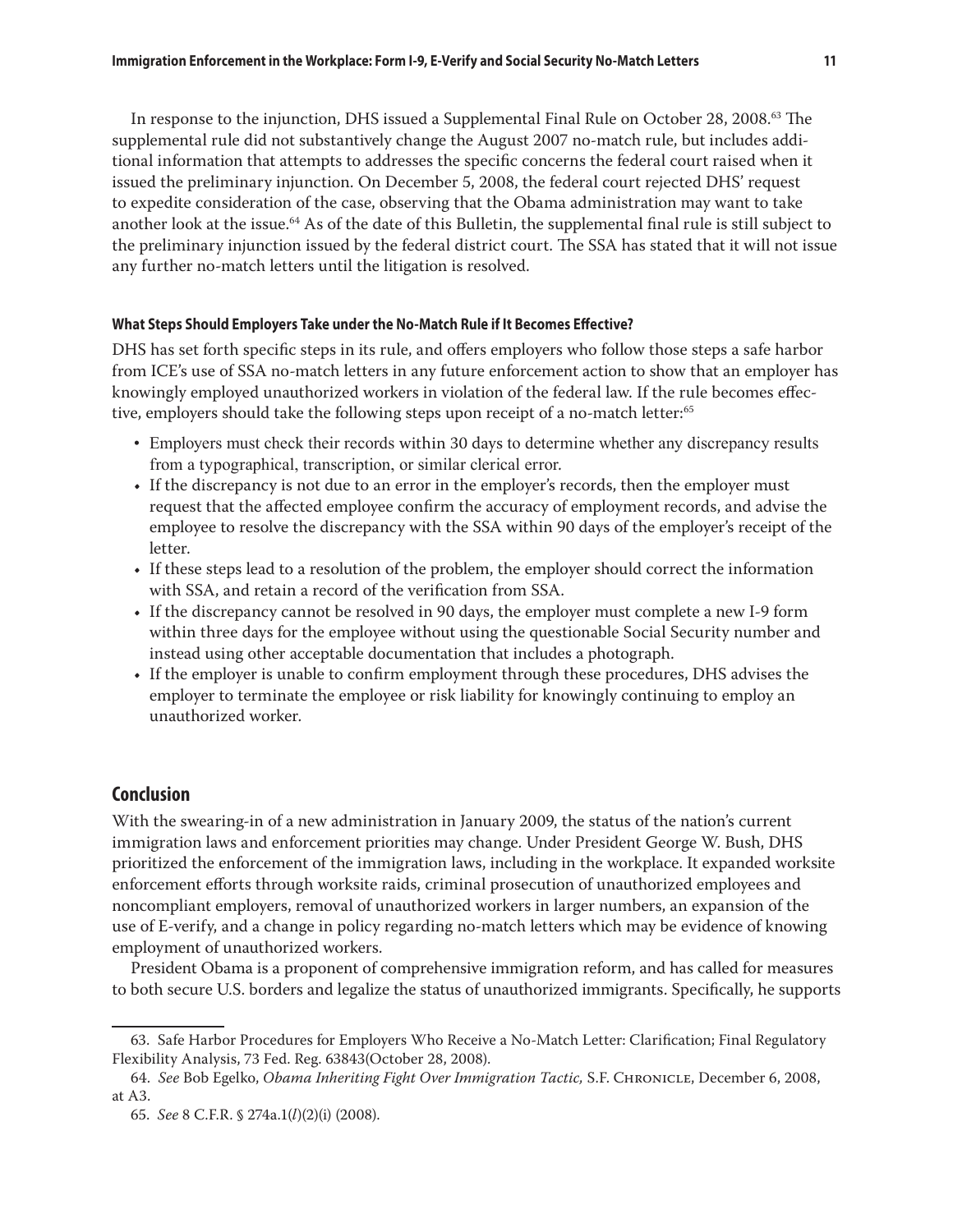In response to the injunction, DHS issued a Supplemental Final Rule on October 28, 2008.[63] The supplemental rule did not substantively change the August 2007 no-match rule, but includes additional information that attempts to addresses the specific concerns the federal court raised when it issued the preliminary injunction. On December 5, 2008, the federal court rejected DHS' request to expedite consideration of the case, observing that the Obama administration may want to take another look at the issue.[64] As of the date of this Bulletin, the supplemental final rule is still subject to the preliminary injunction issued by the federal district court. The SSA has stated that it will not issue any further no-match letters until the litigation is resolved.

#### What Steps Should Employers Take under the No-Match Rule if It Becomes Effective?

DHS has set forth specific steps in its rule, and offers employers who follow those steps a safe harbor from ICE's use of SSA no-match letters in any future enforcement action to show that an employer has knowingly employed unauthorized workers in violation of the federal law. If the rule becomes effective, employers should take the following steps upon receipt of a no-match letter:[65]

- Employers must check their records within 30 days to determine whether any discrepancy results from a typographical, transcription, or similar clerical error.
- If the discrepancy is not due to an error in the employer's records, then the employer must request that the affected employee confirm the accuracy of employment records, and advise the employee to resolve the discrepancy with the SSA within 90 days of the employer's receipt of the letter.
- If these steps lead to a resolution of the problem, the employer should correct the information with SSA, and retain a record of the verification from SSA.
- If the discrepancy cannot be resolved in 90 days, the employer must complete a new I-9 form within three days for the employee without using the questionable Social Security number and instead using other acceptable documentation that includes a photograph.
- If the employer is unable to confirm employment through these procedures, DHS advises the employer to terminate the employee or risk liability for knowingly continuing to employ an unauthorized worker.

## Conclusion

With the swearing-in of a new administration in January 2009, the status of the nation's current immigration laws and enforcement priorities may change. Under President George W. Bush, DHS prioritized the enforcement of the immigration laws, including in the workplace. It expanded worksite enforcement efforts through worksite raids, criminal prosecution of unauthorized employees and noncompliant employers, removal of unauthorized workers in larger numbers, an expansion of the use of E-verify, and a change in policy regarding no-match letters which may be evidence of knowing employment of unauthorized workers.

President Obama is a proponent of comprehensive immigration reform, and has called for measures to both secure U.S. borders and legalize the status of unauthorized immigrants. Specifically, he supports

---

63. Safe Harbor Procedures for Employers Who Receive a No-Match Letter: Clarification; Final Regulatory Flexibility Analysis, 73 Fed. Reg. 63843(October 28, 2008).

64. *See* Bob Egelko, *Obama Inheriting Fight Over Immigration Tactic,* S.F. Chronicle, December 6, 2008, at A3.

65. *See* 8 C.F.R. § 274a.1(*l*)(2)(i) (2008).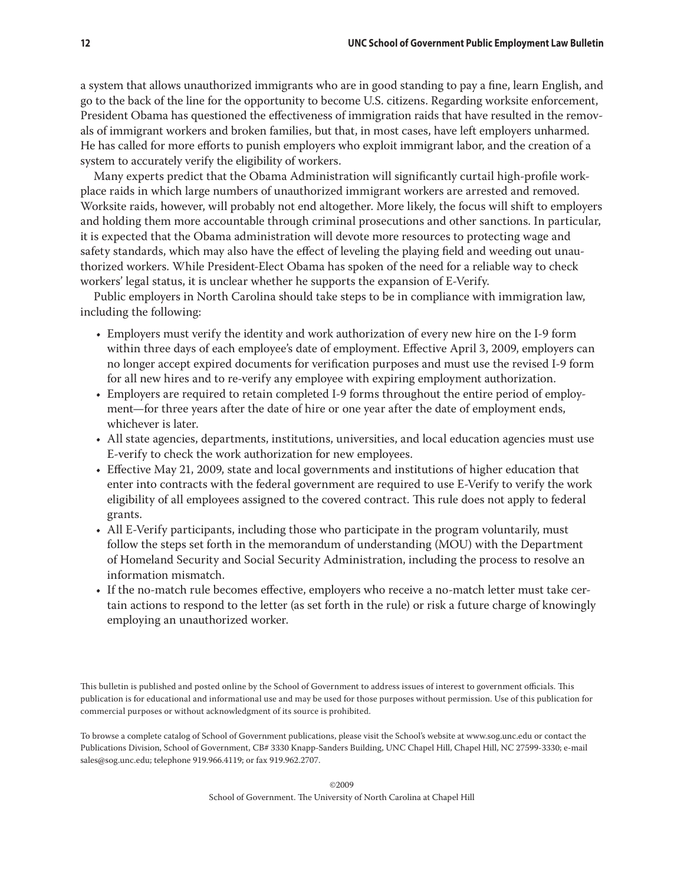a system that allows unauthorized immigrants who are in good standing to pay a fine, learn English, and go to the back of the line for the opportunity to become U.S. citizens. Regarding worksite enforcement, President Obama has questioned the effectiveness of immigration raids that have resulted in the removals of immigrant workers and broken families, but that, in most cases, have left employers unharmed. He has called for more efforts to punish employers who exploit immigrant labor, and the creation of a system to accurately verify the eligibility of workers.

Many experts predict that the Obama Administration will significantly curtail high-profile workplace raids in which large numbers of unauthorized immigrant workers are arrested and removed. Worksite raids, however, will probably not end altogether. More likely, the focus will shift to employers and holding them more accountable through criminal prosecutions and other sanctions. In particular, it is expected that the Obama administration will devote more resources to protecting wage and safety standards, which may also have the effect of leveling the playing field and weeding out unauthorized workers. While President-Elect Obama has spoken of the need for a reliable way to check workers' legal status, it is unclear whether he supports the expansion of E-Verify.

Public employers in North Carolina should take steps to be in compliance with immigration law, including the following:

- Employers must verify the identity and work authorization of every new hire on the I-9 form within three days of each employee's date of employment. Effective April 3, 2009, employers can no longer accept expired documents for verification purposes and must use the revised I-9 form for all new hires and to re-verify any employee with expiring employment authorization.
- Employers are required to retain completed I-9 forms throughout the entire period of employment—for three years after the date of hire or one year after the date of employment ends, whichever is later.
- All state agencies, departments, institutions, universities, and local education agencies must use E-verify to check the work authorization for new employees.
- Effective May 21, 2009, state and local governments and institutions of higher education that enter into contracts with the federal government are required to use E-Verify to verify the work eligibility of all employees assigned to the covered contract. This rule does not apply to federal grants.
- All E-Verify participants, including those who participate in the program voluntarily, must follow the steps set forth in the memorandum of understanding (MOU) with the Department of Homeland Security and Social Security Administration, including the process to resolve an information mismatch.
- If the no-match rule becomes effective, employers who receive a no-match letter must take certain actions to respond to the letter (as set forth in the rule) or risk a future charge of knowingly employing an unauthorized worker.

This bulletin is published and posted online by the School of Government to address issues of interest to government officials. This publication is for educational and informational use and may be used for those purposes without permission. Use of this publication for commercial purposes or without acknowledgment of its source is prohibited.

To browse a complete catalog of School of Government publications, please visit the School's website at www.sog.unc.edu or contact the Publications Division, School of Government, CB# 3330 Knapp-Sanders Building, UNC Chapel Hill, Chapel Hill, NC 27599-3330; e-mail sales@sog.unc.edu; telephone 919.966.4119; or fax 919.962.2707.

©2009
School of Government. The University of North Carolina at Chapel Hill